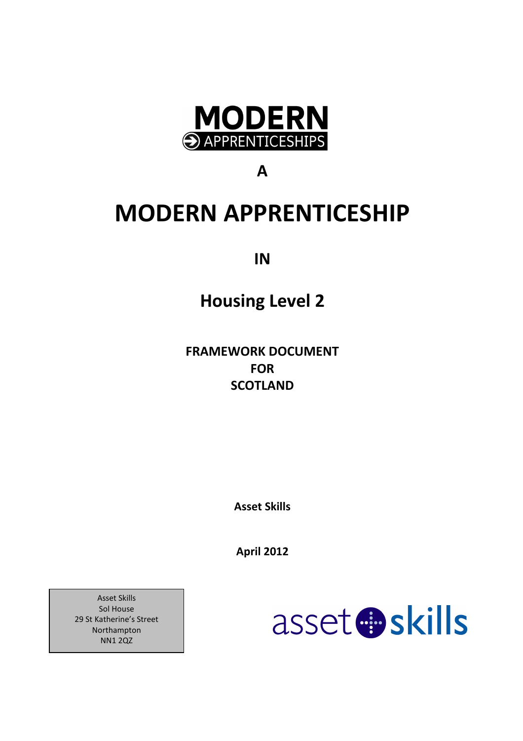**MODERN**
**APPRENTICESHIPS**

**A**

# MODERN APPRENTICESHIP

**IN**

## Housing Level 2

**FRAMEWORK DOCUMENT**
**FOR**
**SCOTLAND**

**Asset Skills**

**April 2012**

Asset Skills
Sol House
29 St Katherine's Street
Northampton
NN1 2QZ

asset skills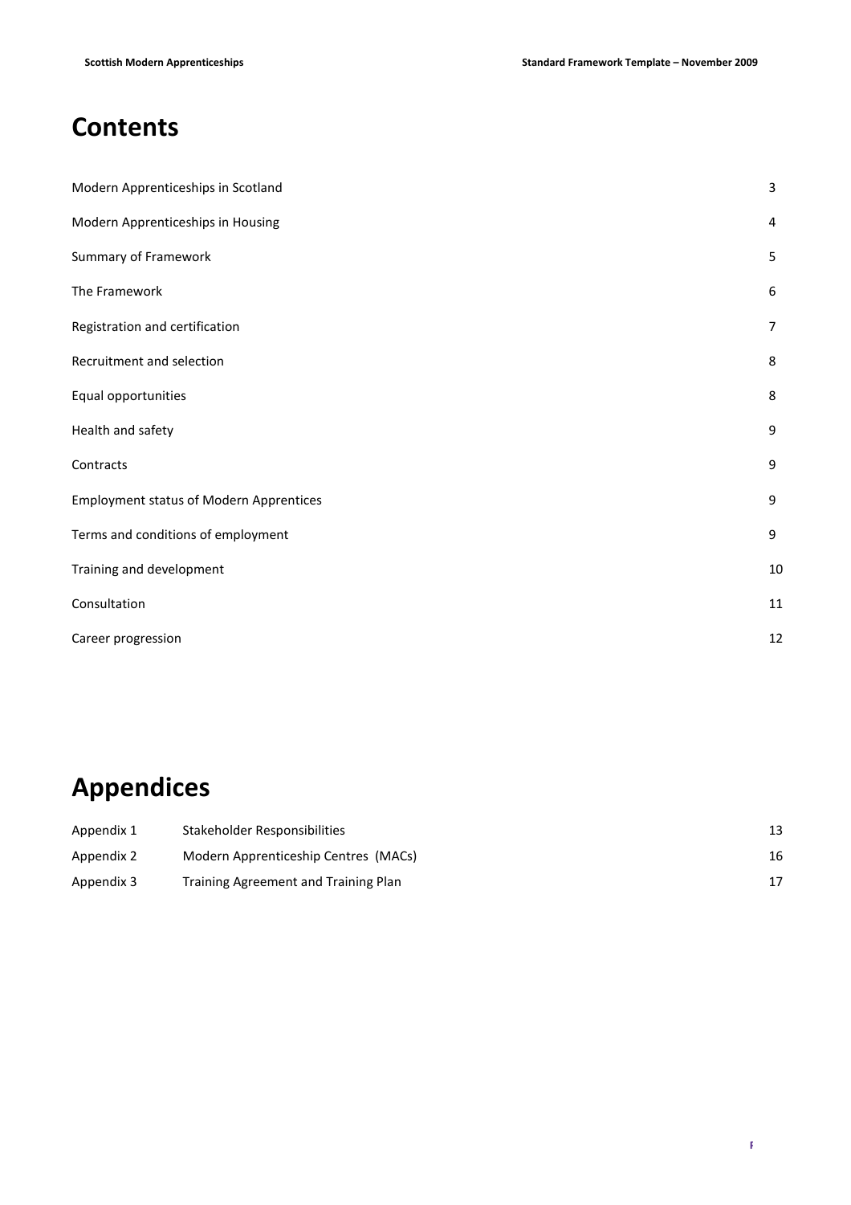# Contents

| | |
|---|---|
| Modern Apprenticeships in Scotland | 3 |
| Modern Apprenticeships in Housing | 4 |
| Summary of Framework | 5 |
| The Framework | 6 |
| Registration and certification | 7 |
| Recruitment and selection | 8 |
| Equal opportunities | 8 |
| Health and safety | 9 |
| Contracts | 9 |
| Employment status of Modern Apprentices | 9 |
| Terms and conditions of employment | 9 |
| Training and development | 10 |
| Consultation | 11 |
| Career progression | 12 |

# Appendices

| | | |
|---|---|---|
| Appendix 1 | Stakeholder Responsibilities | 13 |
| Appendix 2 | Modern Apprenticeship Centres (MACs) | 16 |
| Appendix 3 | Training Agreement and Training Plan | 17 |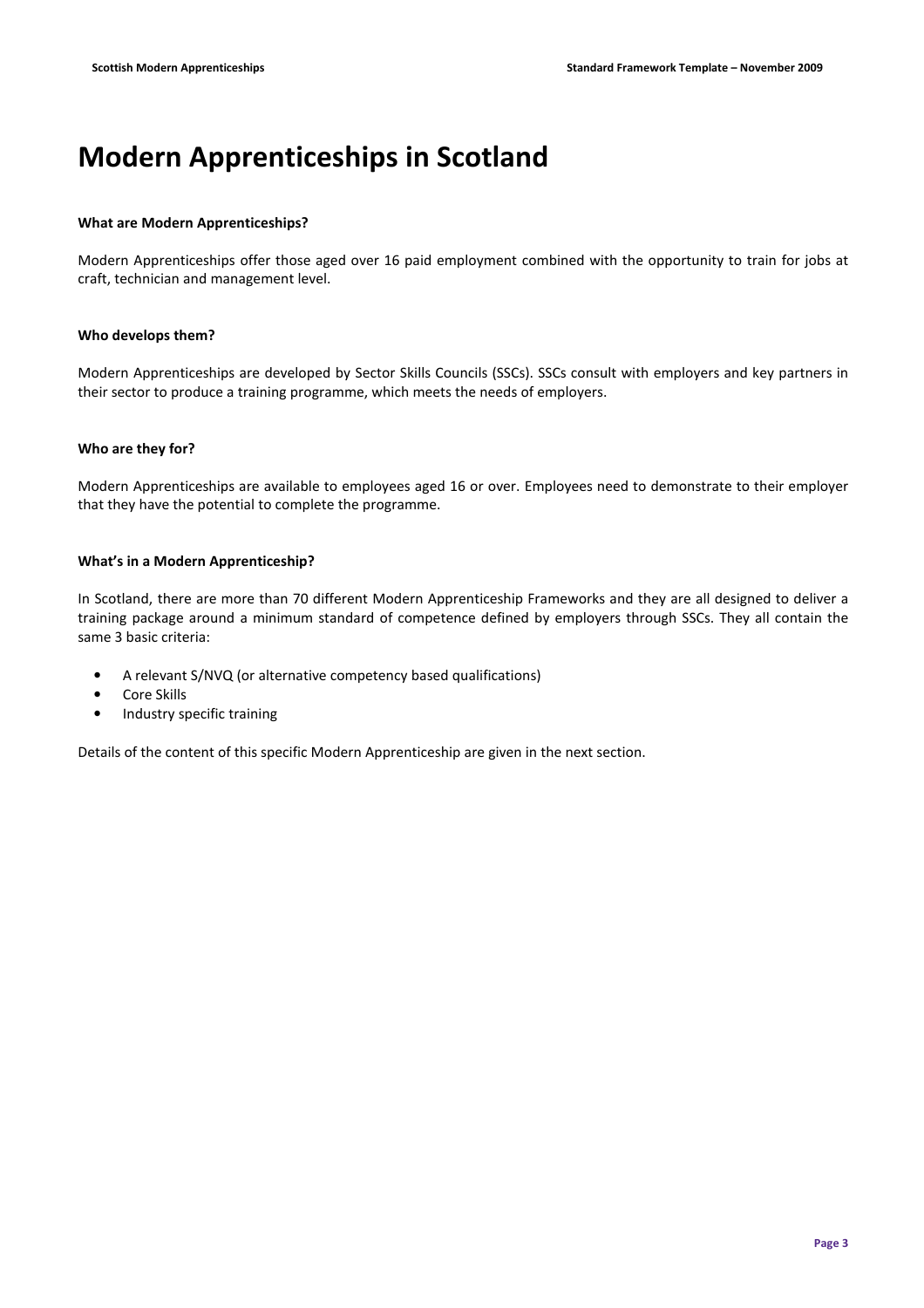# Modern Apprenticeships in Scotland

**What are Modern Apprenticeships?**

Modern Apprenticeships offer those aged over 16 paid employment combined with the opportunity to train for jobs at craft, technician and management level.

**Who develops them?**

Modern Apprenticeships are developed by Sector Skills Councils (SSCs). SSCs consult with employers and key partners in their sector to produce a training programme, which meets the needs of employers.

**Who are they for?**

Modern Apprenticeships are available to employees aged 16 or over. Employees need to demonstrate to their employer that they have the potential to complete the programme.

**What's in a Modern Apprenticeship?**

In Scotland, there are more than 70 different Modern Apprenticeship Frameworks and they are all designed to deliver a training package around a minimum standard of competence defined by employers through SSCs. They all contain the same 3 basic criteria:

- A relevant S/NVQ (or alternative competency based qualifications)
- Core Skills
- Industry specific training

Details of the content of this specific Modern Apprenticeship are given in the next section.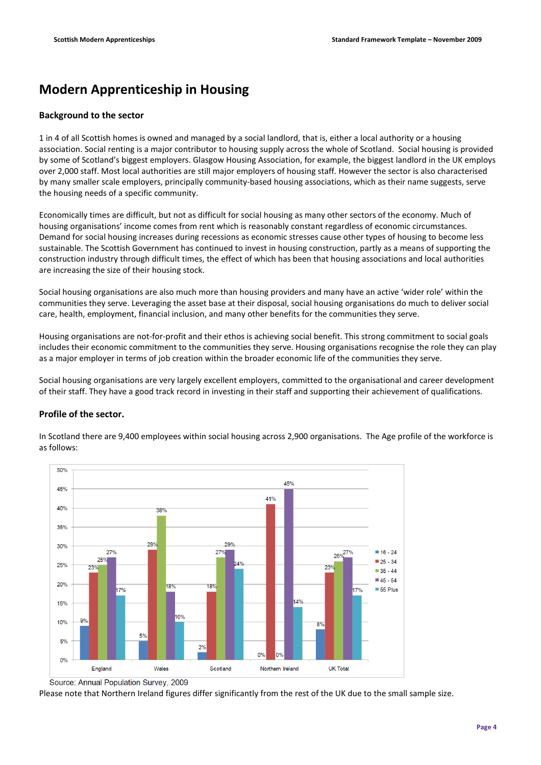# Modern Apprenticeship in Housing

## Background to the sector

1 in 4 of all Scottish homes is owned and managed by a social landlord, that is, either a local authority or a housing association. Social renting is a major contributor to housing supply across the whole of Scotland. Social housing is provided by some of Scotland's biggest employers. Glasgow Housing Association, for example, the biggest landlord in the UK employs over 2,000 staff. Most local authorities are still major employers of housing staff. However the sector is also characterised by many smaller scale employers, principally community-based housing associations, which as their name suggests, serve the housing needs of a specific community.

Economically times are difficult, but not as difficult for social housing as many other sectors of the economy. Much of housing organisations' income comes from rent which is reasonably constant regardless of economic circumstances. Demand for social housing increases during recessions as economic stresses cause other types of housing to become less sustainable. The Scottish Government has continued to invest in housing construction, partly as a means of supporting the construction industry through difficult times, the effect of which has been that housing associations and local authorities are increasing the size of their housing stock.

Social housing organisations are also much more than housing providers and many have an active 'wider role' within the communities they serve. Leveraging the asset base at their disposal, social housing organisations do much to deliver social care, health, employment, financial inclusion, and many other benefits for the communities they serve.

Housing organisations are not-for-profit and their ethos is achieving social benefit. This strong commitment to social goals includes their economic commitment to the communities they serve. Housing organisations recognise the role they can play as a major employer in terms of job creation within the broader economic life of the communities they serve.

Social housing organisations are very largely excellent employers, committed to the organisational and career development of their staff. They have a good track record in investing in their staff and supporting their achievement of qualifications.

## Profile of the sector.

In Scotland there are 9,400 employees within social housing across 2,900 organisations. The Age profile of the workforce is as follows:

| | 16 - 24 | 25 - 34 | 35 - 44 | 45 - 54 | 55 Plus |
|---|---|---|---|---|---|
| England | 9% | 23% | 25% | 27% | 17% |
| Wales | 5% | 29% | 38% | 18% | 10% |
| Scotland | 2% | 18% | 27% | 29% | 24% |
| Northern Ireland | 0% | 41% | 0% | 45% | 14% |
| UK Total | 8% | 23% | 26% | 27% | 17% |

Source: Annual Population Survey, 2009

Please note that Northern Ireland figures differ significantly from the rest of the UK due to the small sample size.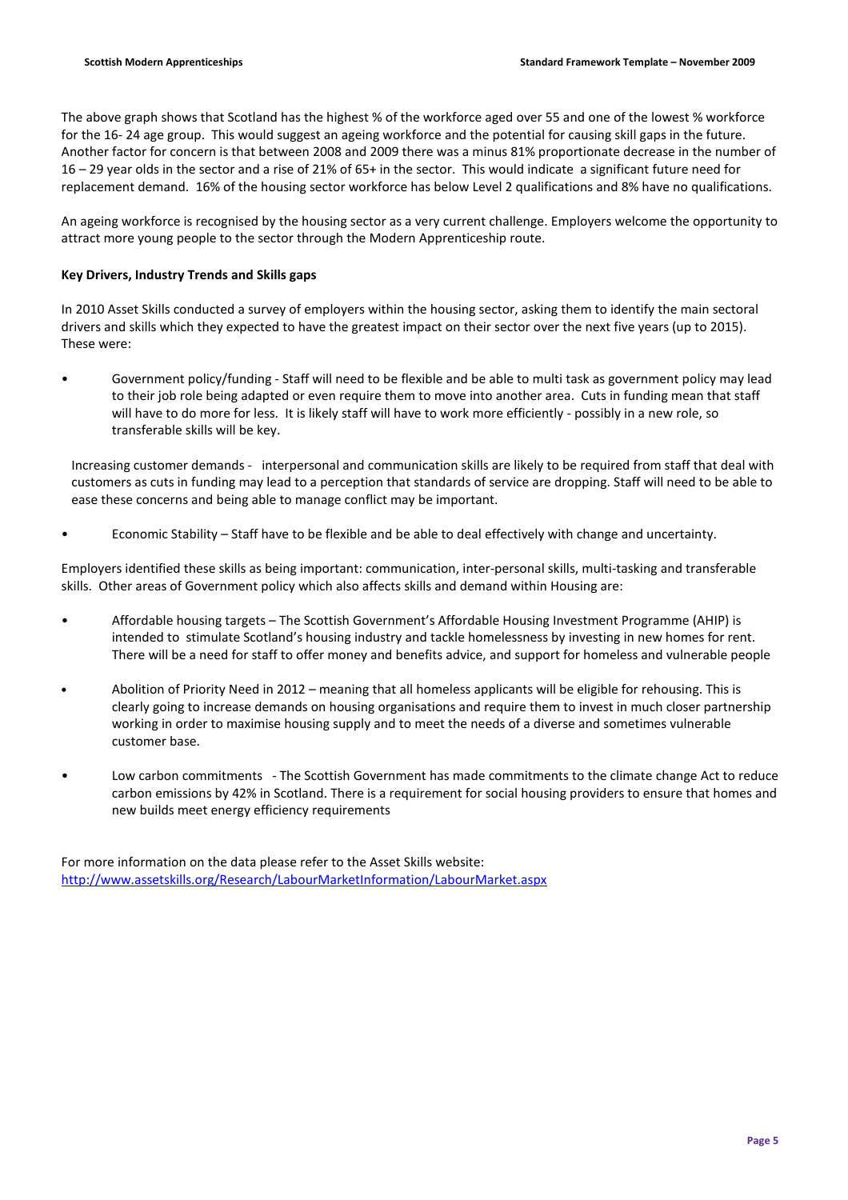The above graph shows that Scotland has the highest % of the workforce aged over 55 and one of the lowest % workforce for the 16- 24 age group. This would suggest an ageing workforce and the potential for causing skill gaps in the future. Another factor for concern is that between 2008 and 2009 there was a minus 81% proportionate decrease in the number of 16 – 29 year olds in the sector and a rise of 21% of 65+ in the sector. This would indicate a significant future need for replacement demand. 16% of the housing sector workforce has below Level 2 qualifications and 8% have no qualifications.

An ageing workforce is recognised by the housing sector as a very current challenge. Employers welcome the opportunity to attract more young people to the sector through the Modern Apprenticeship route.

**Key Drivers, Industry Trends and Skills gaps**

In 2010 Asset Skills conducted a survey of employers within the housing sector, asking them to identify the main sectoral drivers and skills which they expected to have the greatest impact on their sector over the next five years (up to 2015). These were:

- Government policy/funding - Staff will need to be flexible and be able to multi task as government policy may lead to their job role being adapted or even require them to move into another area. Cuts in funding mean that staff will have to do more for less. It is likely staff will have to work more efficiently - possibly in a new role, so transferable skills will be key.

  Increasing customer demands - interpersonal and communication skills are likely to be required from staff that deal with customers as cuts in funding may lead to a perception that standards of service are dropping. Staff will need to be able to ease these concerns and being able to manage conflict may be important.

- Economic Stability – Staff have to be flexible and be able to deal effectively with change and uncertainty.

Employers identified these skills as being important: communication, inter-personal skills, multi-tasking and transferable skills. Other areas of Government policy which also affects skills and demand within Housing are:

- Affordable housing targets – The Scottish Government's Affordable Housing Investment Programme (AHIP) is intended to stimulate Scotland's housing industry and tackle homelessness by investing in new homes for rent. There will be a need for staff to offer money and benefits advice, and support for homeless and vulnerable people
- Abolition of Priority Need in 2012 – meaning that all homeless applicants will be eligible for rehousing. This is clearly going to increase demands on housing organisations and require them to invest in much closer partnership working in order to maximise housing supply and to meet the needs of a diverse and sometimes vulnerable customer base.
- Low carbon commitments - The Scottish Government has made commitments to the climate change Act to reduce carbon emissions by 42% in Scotland. There is a requirement for social housing providers to ensure that homes and new builds meet energy efficiency requirements

For more information on the data please refer to the Asset Skills website: http://www.assetskills.org/Research/LabourMarketInformation/LabourMarket.aspx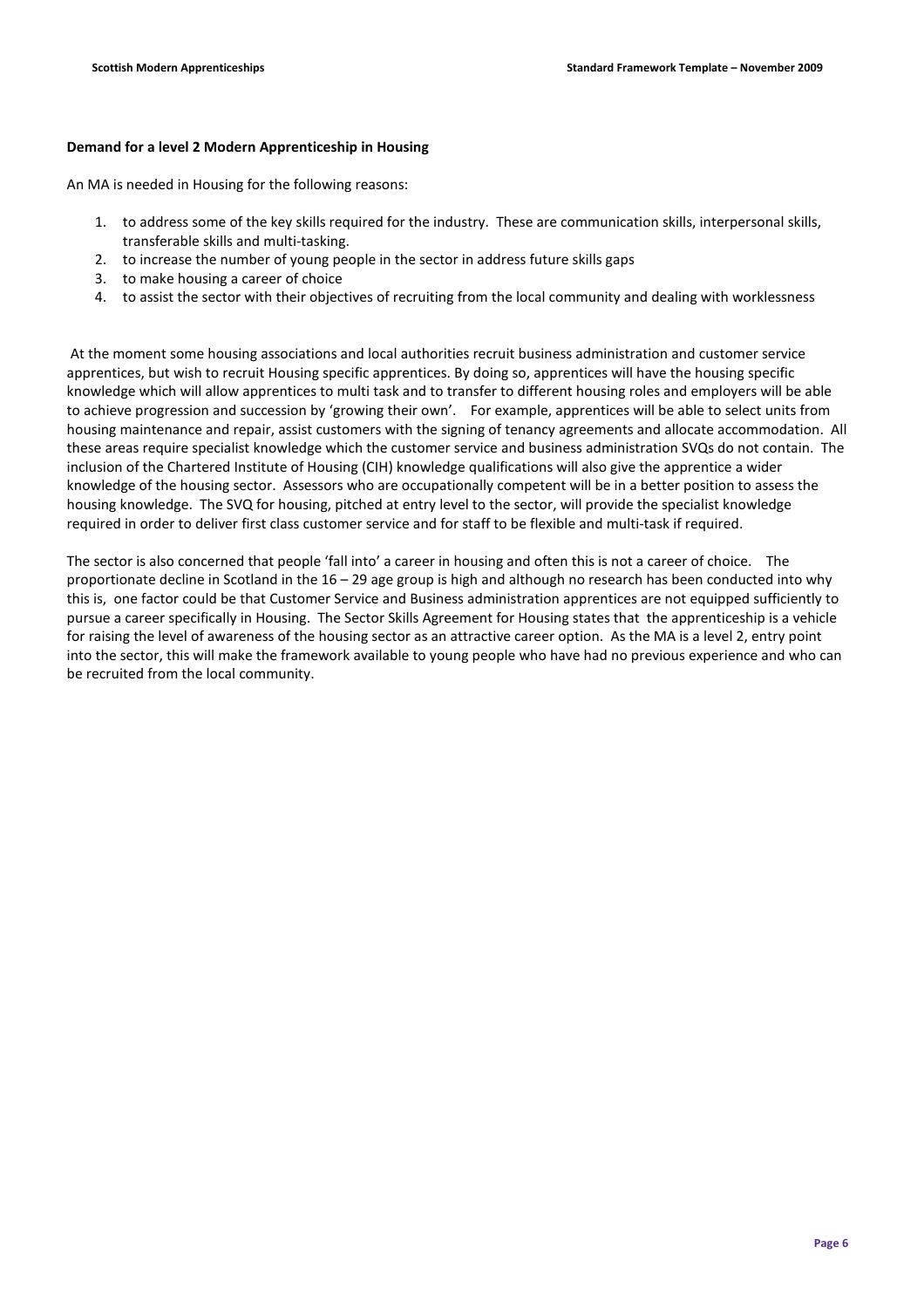**Demand for a level 2 Modern Apprenticeship in Housing**

An MA is needed in Housing for the following reasons:

1. to address some of the key skills required for the industry. These are communication skills, interpersonal skills, transferable skills and multi-tasking.
2. to increase the number of young people in the sector in address future skills gaps
3. to make housing a career of choice
4. to assist the sector with their objectives of recruiting from the local community and dealing with worklessness

At the moment some housing associations and local authorities recruit business administration and customer service apprentices, but wish to recruit Housing specific apprentices. By doing so, apprentices will have the housing specific knowledge which will allow apprentices to multi task and to transfer to different housing roles and employers will be able to achieve progression and succession by 'growing their own'. For example, apprentices will be able to select units from housing maintenance and repair, assist customers with the signing of tenancy agreements and allocate accommodation. All these areas require specialist knowledge which the customer service and business administration SVQs do not contain. The inclusion of the Chartered Institute of Housing (CIH) knowledge qualifications will also give the apprentice a wider knowledge of the housing sector. Assessors who are occupationally competent will be in a better position to assess the housing knowledge. The SVQ for housing, pitched at entry level to the sector, will provide the specialist knowledge required in order to deliver first class customer service and for staff to be flexible and multi-task if required.

The sector is also concerned that people 'fall into' a career in housing and often this is not a career of choice. The proportionate decline in Scotland in the 16 – 29 age group is high and although no research has been conducted into why this is, one factor could be that Customer Service and Business administration apprentices are not equipped sufficiently to pursue a career specifically in Housing. The Sector Skills Agreement for Housing states that the apprenticeship is a vehicle for raising the level of awareness of the housing sector as an attractive career option. As the MA is a level 2, entry point into the sector, this will make the framework available to young people who have had no previous experience and who can be recruited from the local community.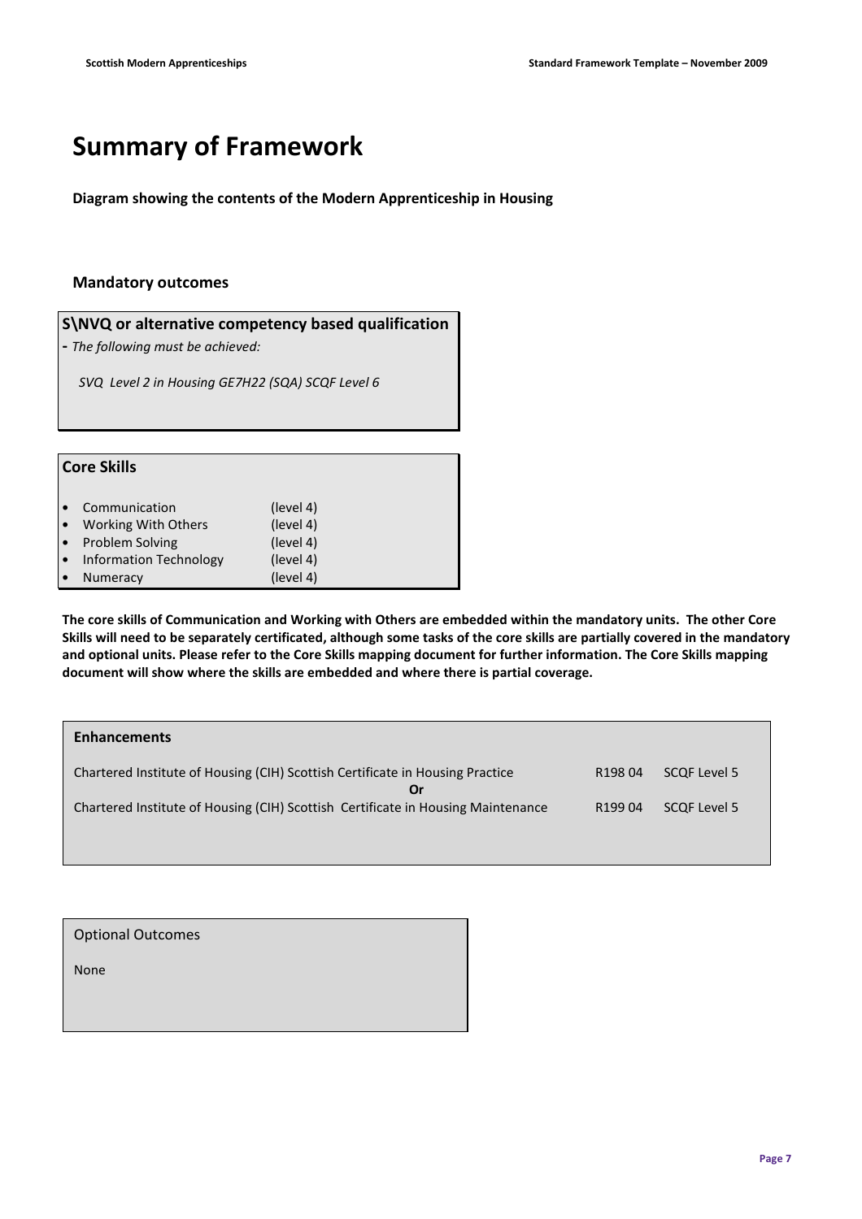# Summary of Framework

**Diagram showing the contents of the Modern Apprenticeship in Housing**

### Mandatory outcomes

**S\NVQ or alternative competency based qualification**

- *The following must be achieved:*

*SVQ Level 2 in Housing GE7H22 (SQA) SCQF Level 6*

**Core Skills**

| | |
|---|---|
| • Communication | (level 4) |
| • Working With Others | (level 4) |
| • Problem Solving | (level 4) |
| • Information Technology | (level 4) |
| • Numeracy | (level 4) |

**The core skills of Communication and Working with Others are embedded within the mandatory units. The other Core Skills will need to be separately certificated, although some tasks of the core skills are partially covered in the mandatory and optional units. Please refer to the Core Skills mapping document for further information. The Core Skills mapping document will show where the skills are embedded and where there is partial coverage.**

**Enhancements**

| | | |
|---|---|---|
| Chartered Institute of Housing (CIH) Scottish Certificate in Housing Practice | R198 04 | SCQF Level 5 |
| **Or** | | |
| Chartered Institute of Housing (CIH) Scottish Certificate in Housing Maintenance | R199 04 | SCQF Level 5 |

Optional Outcomes

None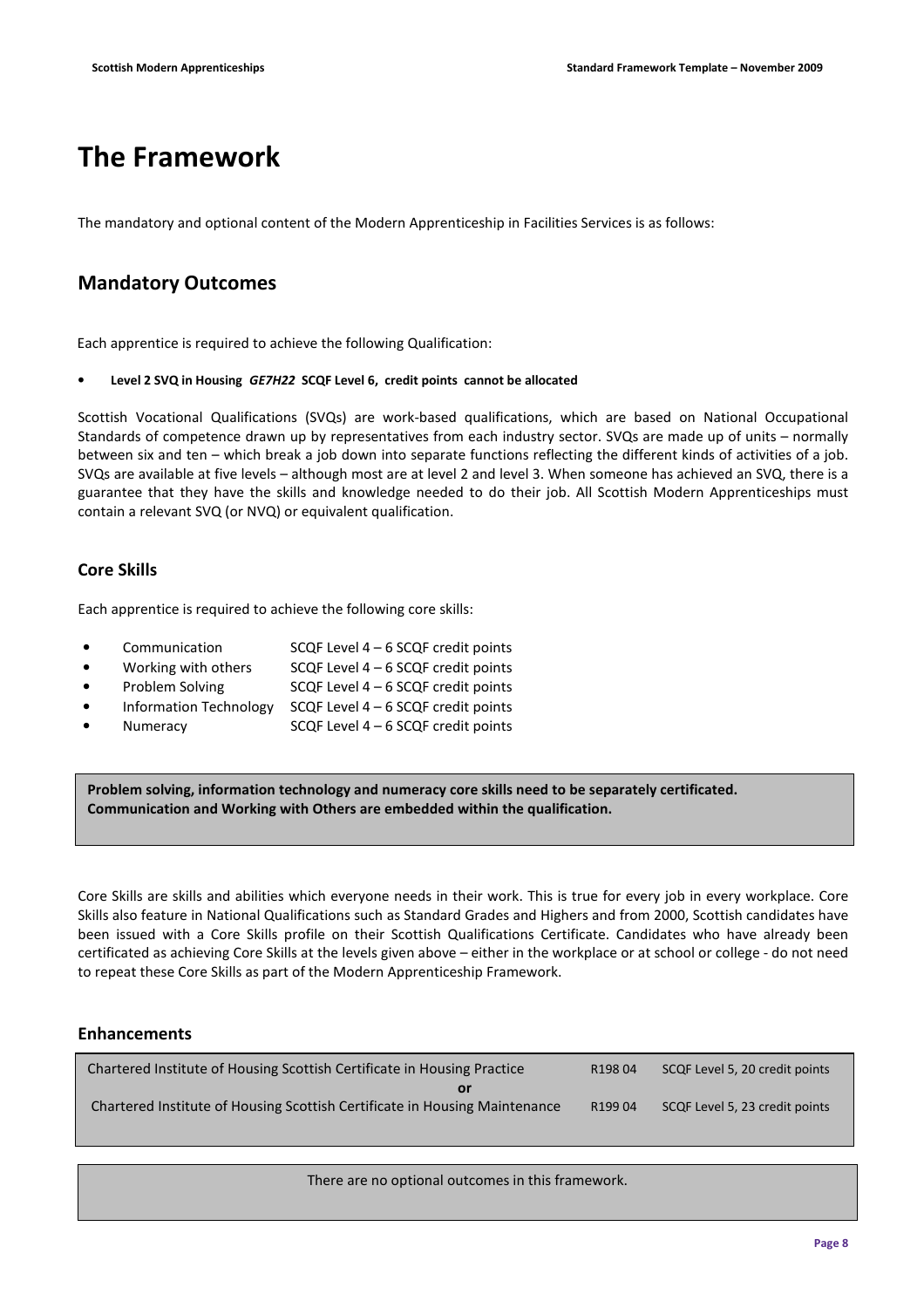# The Framework

The mandatory and optional content of the Modern Apprenticeship in Facilities Services is as follows:

## Mandatory Outcomes

Each apprentice is required to achieve the following Qualification:

- **Level 2 SVQ in Housing *GE7H22* SCQF Level 6, credit points cannot be allocated**

Scottish Vocational Qualifications (SVQs) are work-based qualifications, which are based on National Occupational Standards of competence drawn up by representatives from each industry sector. SVQs are made up of units – normally between six and ten – which break a job down into separate functions reflecting the different kinds of activities of a job. SVQs are available at five levels – although most are at level 2 and level 3. When someone has achieved an SVQ, there is a guarantee that they have the skills and knowledge needed to do their job. All Scottish Modern Apprenticeships must contain a relevant SVQ (or NVQ) or equivalent qualification.

### Core Skills

Each apprentice is required to achieve the following core skills:

- Communication SCQF Level 4 – 6 SCQF credit points
- Working with others SCQF Level 4 – 6 SCQF credit points
- Problem Solving SCQF Level 4 – 6 SCQF credit points
- Information Technology SCQF Level 4 – 6 SCQF credit points
- Numeracy SCQF Level 4 – 6 SCQF credit points

**Problem solving, information technology and numeracy core skills need to be separately certificated. Communication and Working with Others are embedded within the qualification.**

Core Skills are skills and abilities which everyone needs in their work. This is true for every job in every workplace. Core Skills also feature in National Qualifications such as Standard Grades and Highers and from 2000, Scottish candidates have been issued with a Core Skills profile on their Scottish Qualifications Certificate. Candidates who have already been certificated as achieving Core Skills at the levels given above – either in the workplace or at school or college - do not need to repeat these Core Skills as part of the Modern Apprenticeship Framework.

### Enhancements

| | | |
|---|---|---|
| Chartered Institute of Housing Scottish Certificate in Housing Practice | R198 04 | SCQF Level 5, 20 credit points |
| **or** | | |
| Chartered Institute of Housing Scottish Certificate in Housing Maintenance | R199 04 | SCQF Level 5, 23 credit points |

There are no optional outcomes in this framework.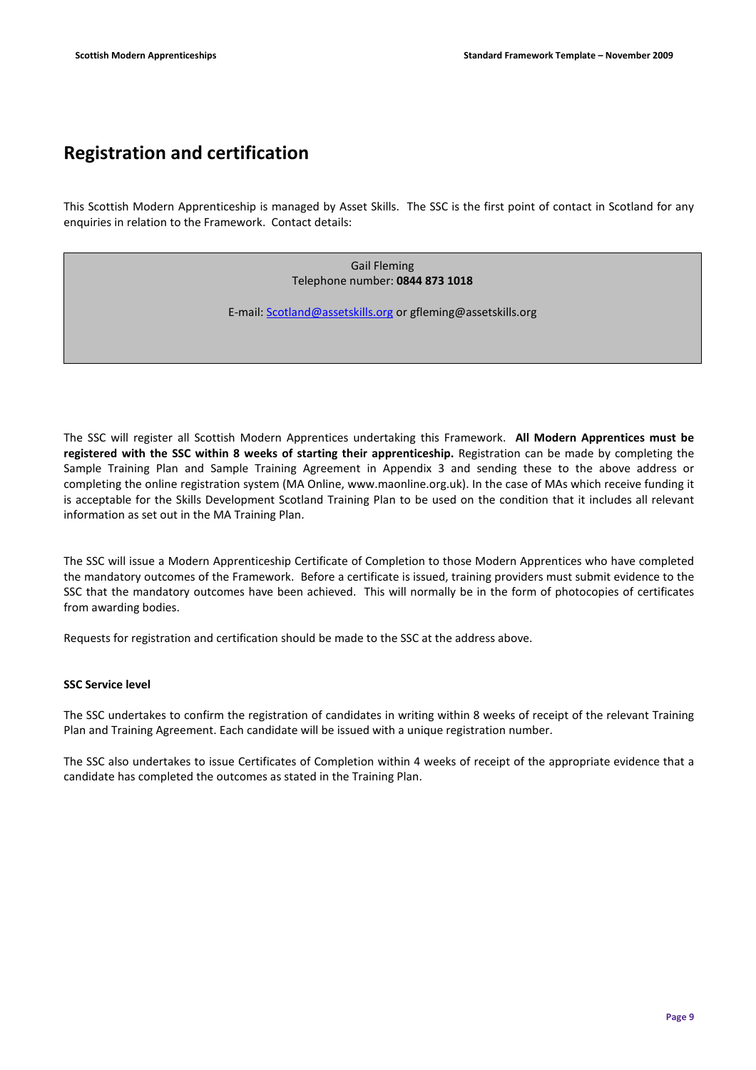## Registration and certification

This Scottish Modern Apprenticeship is managed by Asset Skills. The SSC is the first point of contact in Scotland for any enquiries in relation to the Framework. Contact details:

> Gail Fleming
> Telephone number: **0844 873 1018**
>
> E-mail: Scotland@assetskills.org or gfleming@assetskills.org

The SSC will register all Scottish Modern Apprentices undertaking this Framework. **All Modern Apprentices must be registered with the SSC within 8 weeks of starting their apprenticeship.** Registration can be made by completing the Sample Training Plan and Sample Training Agreement in Appendix 3 and sending these to the above address or completing the online registration system (MA Online, www.maonline.org.uk). In the case of MAs which receive funding it is acceptable for the Skills Development Scotland Training Plan to be used on the condition that it includes all relevant information as set out in the MA Training Plan.

The SSC will issue a Modern Apprenticeship Certificate of Completion to those Modern Apprentices who have completed the mandatory outcomes of the Framework. Before a certificate is issued, training providers must submit evidence to the SSC that the mandatory outcomes have been achieved. This will normally be in the form of photocopies of certificates from awarding bodies.

Requests for registration and certification should be made to the SSC at the address above.

**SSC Service level**

The SSC undertakes to confirm the registration of candidates in writing within 8 weeks of receipt of the relevant Training Plan and Training Agreement. Each candidate will be issued with a unique registration number.

The SSC also undertakes to issue Certificates of Completion within 4 weeks of receipt of the appropriate evidence that a candidate has completed the outcomes as stated in the Training Plan.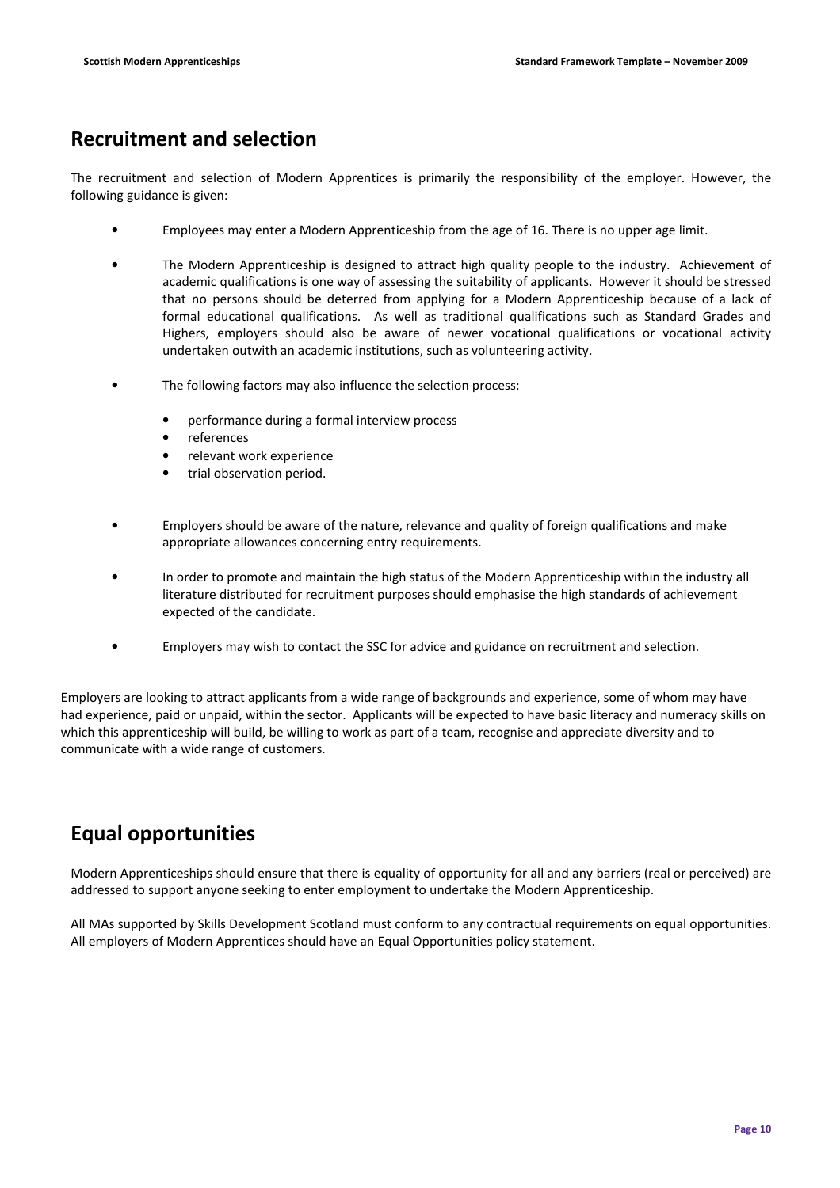## Recruitment and selection

The recruitment and selection of Modern Apprentices is primarily the responsibility of the employer. However, the following guidance is given:

- Employees may enter a Modern Apprenticeship from the age of 16. There is no upper age limit.

- The Modern Apprenticeship is designed to attract high quality people to the industry. Achievement of academic qualifications is one way of assessing the suitability of applicants. However it should be stressed that no persons should be deterred from applying for a Modern Apprenticeship because of a lack of formal educational qualifications. As well as traditional qualifications such as Standard Grades and Highers, employers should also be aware of newer vocational qualifications or vocational activity undertaken outwith an academic institutions, such as volunteering activity.

- The following factors may also influence the selection process:

  - performance during a formal interview process
  - references
  - relevant work experience
  - trial observation period.

- Employers should be aware of the nature, relevance and quality of foreign qualifications and make appropriate allowances concerning entry requirements.

- In order to promote and maintain the high status of the Modern Apprenticeship within the industry all literature distributed for recruitment purposes should emphasise the high standards of achievement expected of the candidate.

- Employers may wish to contact the SSC for advice and guidance on recruitment and selection.

Employers are looking to attract applicants from a wide range of backgrounds and experience, some of whom may have had experience, paid or unpaid, within the sector. Applicants will be expected to have basic literacy and numeracy skills on which this apprenticeship will build, be willing to work as part of a team, recognise and appreciate diversity and to communicate with a wide range of customers.

## Equal opportunities

Modern Apprenticeships should ensure that there is equality of opportunity for all and any barriers (real or perceived) are addressed to support anyone seeking to enter employment to undertake the Modern Apprenticeship.

All MAs supported by Skills Development Scotland must conform to any contractual requirements on equal opportunities. All employers of Modern Apprentices should have an Equal Opportunities policy statement.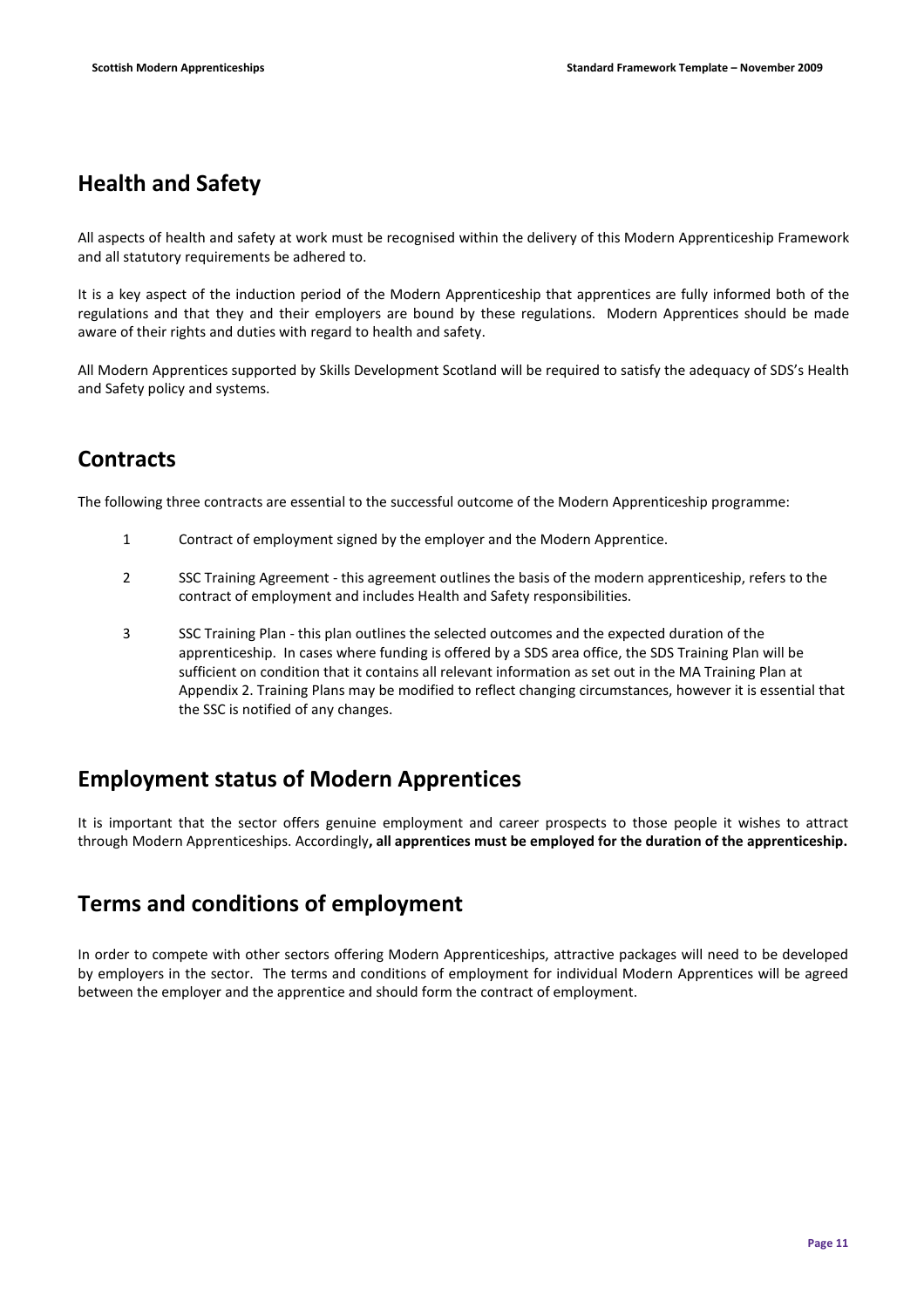## Health and Safety

All aspects of health and safety at work must be recognised within the delivery of this Modern Apprenticeship Framework and all statutory requirements be adhered to.

It is a key aspect of the induction period of the Modern Apprenticeship that apprentices are fully informed both of the regulations and that they and their employers are bound by these regulations. Modern Apprentices should be made aware of their rights and duties with regard to health and safety.

All Modern Apprentices supported by Skills Development Scotland will be required to satisfy the adequacy of SDS's Health and Safety policy and systems.

## Contracts

The following three contracts are essential to the successful outcome of the Modern Apprenticeship programme:

1. Contract of employment signed by the employer and the Modern Apprentice.

2. SSC Training Agreement - this agreement outlines the basis of the modern apprenticeship, refers to the contract of employment and includes Health and Safety responsibilities.

3. SSC Training Plan - this plan outlines the selected outcomes and the expected duration of the apprenticeship. In cases where funding is offered by a SDS area office, the SDS Training Plan will be sufficient on condition that it contains all relevant information as set out in the MA Training Plan at Appendix 2. Training Plans may be modified to reflect changing circumstances, however it is essential that the SSC is notified of any changes.

## Employment status of Modern Apprentices

It is important that the sector offers genuine employment and career prospects to those people it wishes to attract through Modern Apprenticeships. Accordingly**, all apprentices must be employed for the duration of the apprenticeship.**

## Terms and conditions of employment

In order to compete with other sectors offering Modern Apprenticeships, attractive packages will need to be developed by employers in the sector. The terms and conditions of employment for individual Modern Apprentices will be agreed between the employer and the apprentice and should form the contract of employment.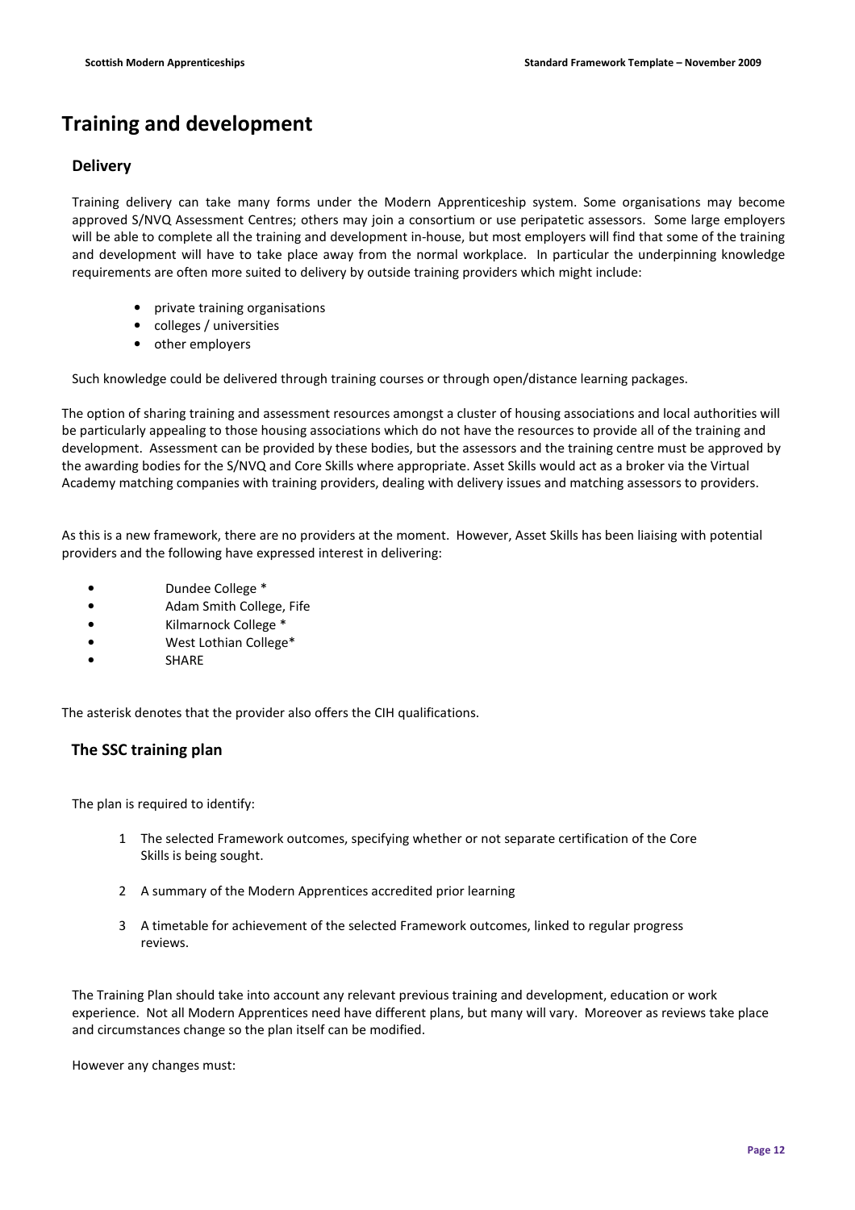# Training and development

## Delivery

Training delivery can take many forms under the Modern Apprenticeship system. Some organisations may become approved S/NVQ Assessment Centres; others may join a consortium or use peripatetic assessors. Some large employers will be able to complete all the training and development in-house, but most employers will find that some of the training and development will have to take place away from the normal workplace. In particular the underpinning knowledge requirements are often more suited to delivery by outside training providers which might include:

- private training organisations
- colleges / universities
- other employers

Such knowledge could be delivered through training courses or through open/distance learning packages.

The option of sharing training and assessment resources amongst a cluster of housing associations and local authorities will be particularly appealing to those housing associations which do not have the resources to provide all of the training and development. Assessment can be provided by these bodies, but the assessors and the training centre must be approved by the awarding bodies for the S/NVQ and Core Skills where appropriate. Asset Skills would act as a broker via the Virtual Academy matching companies with training providers, dealing with delivery issues and matching assessors to providers.

As this is a new framework, there are no providers at the moment. However, Asset Skills has been liaising with potential providers and the following have expressed interest in delivering:

- Dundee College *
- Adam Smith College, Fife
- Kilmarnock College *
- West Lothian College*
- SHARE

The asterisk denotes that the provider also offers the CIH qualifications.

## The SSC training plan

The plan is required to identify:

1. The selected Framework outcomes, specifying whether or not separate certification of the Core Skills is being sought.
2. A summary of the Modern Apprentices accredited prior learning
3. A timetable for achievement of the selected Framework outcomes, linked to regular progress reviews.

The Training Plan should take into account any relevant previous training and development, education or work experience. Not all Modern Apprentices need have different plans, but many will vary. Moreover as reviews take place and circumstances change so the plan itself can be modified.

However any changes must: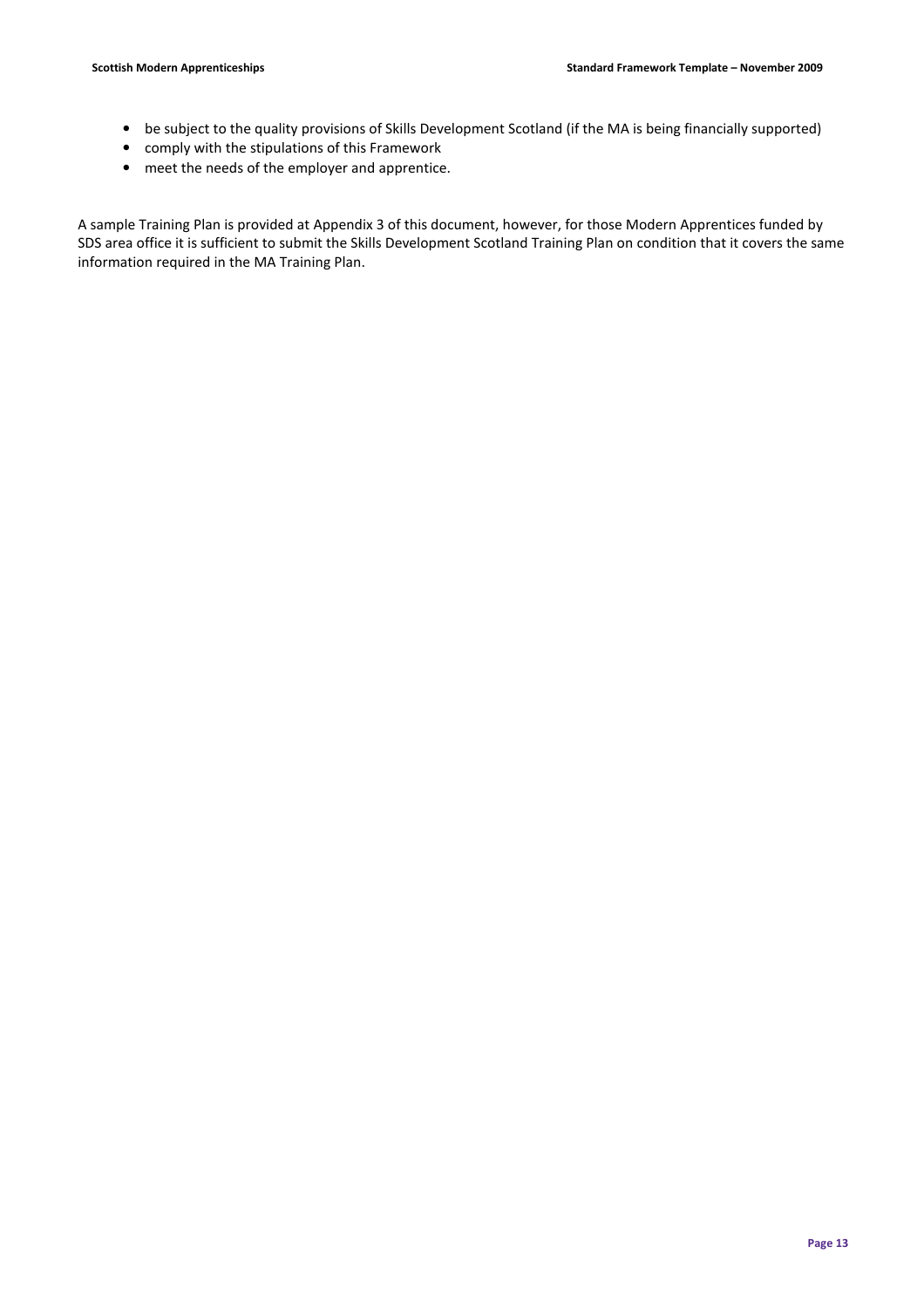- be subject to the quality provisions of Skills Development Scotland (if the MA is being financially supported)
- comply with the stipulations of this Framework
- meet the needs of the employer and apprentice.

A sample Training Plan is provided at Appendix 3 of this document, however, for those Modern Apprentices funded by SDS area office it is sufficient to submit the Skills Development Scotland Training Plan on condition that it covers the same information required in the MA Training Plan.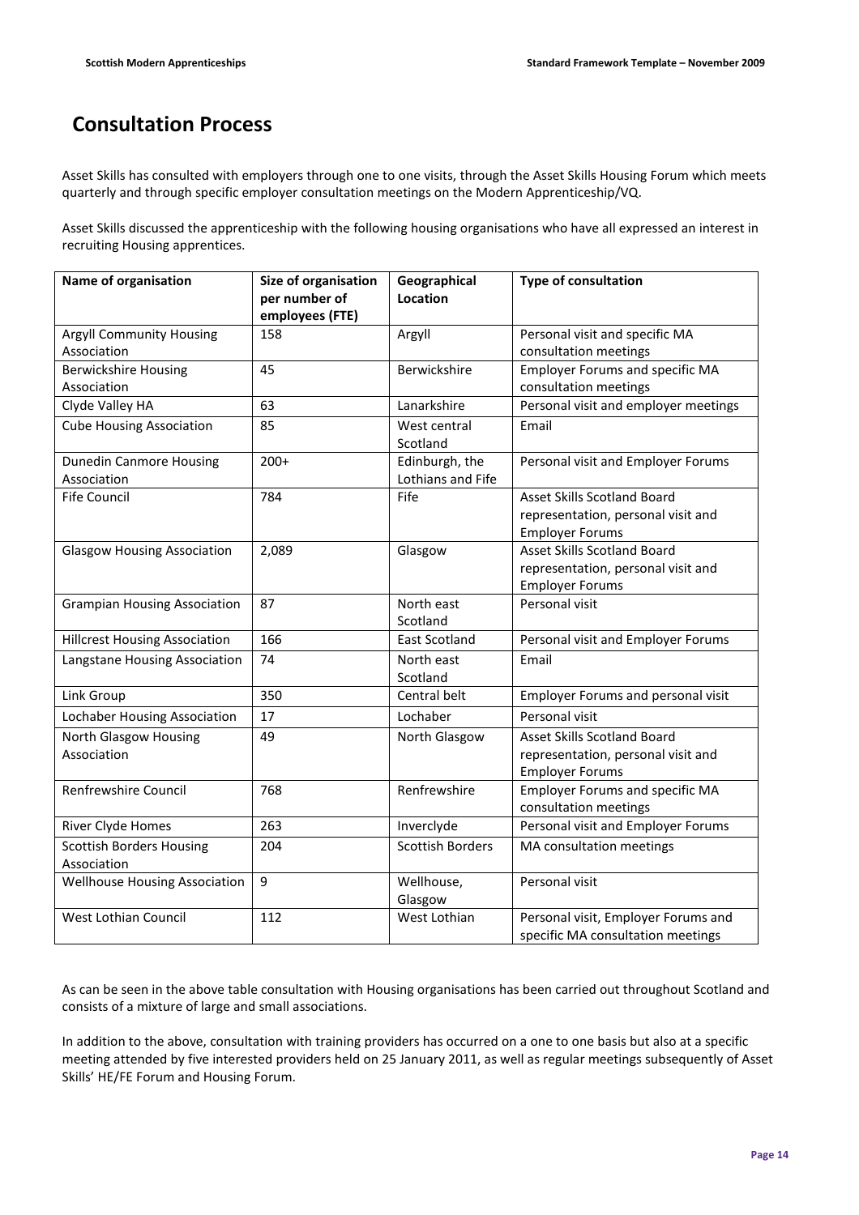# Consultation Process

Asset Skills has consulted with employers through one to one visits, through the Asset Skills Housing Forum which meets quarterly and through specific employer consultation meetings on the Modern Apprenticeship/VQ.

Asset Skills discussed the apprenticeship with the following housing organisations who have all expressed an interest in recruiting Housing apprentices.

| Name of organisation | Size of organisation per number of employees (FTE) | Geographical Location | Type of consultation |
|---|---|---|---|
| Argyll Community Housing Association | 158 | Argyll | Personal visit and specific MA consultation meetings |
| Berwickshire Housing Association | 45 | Berwickshire | Employer Forums and specific MA consultation meetings |
| Clyde Valley HA | 63 | Lanarkshire | Personal visit and employer meetings |
| Cube Housing Association | 85 | West central Scotland | Email |
| Dunedin Canmore Housing Association | 200+ | Edinburgh, the Lothians and Fife | Personal visit and Employer Forums |
| Fife Council | 784 | Fife | Asset Skills Scotland Board representation, personal visit and Employer Forums |
| Glasgow Housing Association | 2,089 | Glasgow | Asset Skills Scotland Board representation, personal visit and Employer Forums |
| Grampian Housing Association | 87 | North east Scotland | Personal visit |
| Hillcrest Housing Association | 166 | East Scotland | Personal visit and Employer Forums |
| Langstane Housing Association | 74 | North east Scotland | Email |
| Link Group | 350 | Central belt | Employer Forums and personal visit |
| Lochaber Housing Association | 17 | Lochaber | Personal visit |
| North Glasgow Housing Association | 49 | North Glasgow | Asset Skills Scotland Board representation, personal visit and Employer Forums |
| Renfrewshire Council | 768 | Renfrewshire | Employer Forums and specific MA consultation meetings |
| River Clyde Homes | 263 | Inverclyde | Personal visit and Employer Forums |
| Scottish Borders Housing Association | 204 | Scottish Borders | MA consultation meetings |
| Wellhouse Housing Association | 9 | Wellhouse, Glasgow | Personal visit |
| West Lothian Council | 112 | West Lothian | Personal visit, Employer Forums and specific MA consultation meetings |

As can be seen in the above table consultation with Housing organisations has been carried out throughout Scotland and consists of a mixture of large and small associations.

In addition to the above, consultation with training providers has occurred on a one to one basis but also at a specific meeting attended by five interested providers held on 25 January 2011, as well as regular meetings subsequently of Asset Skills' HE/FE Forum and Housing Forum.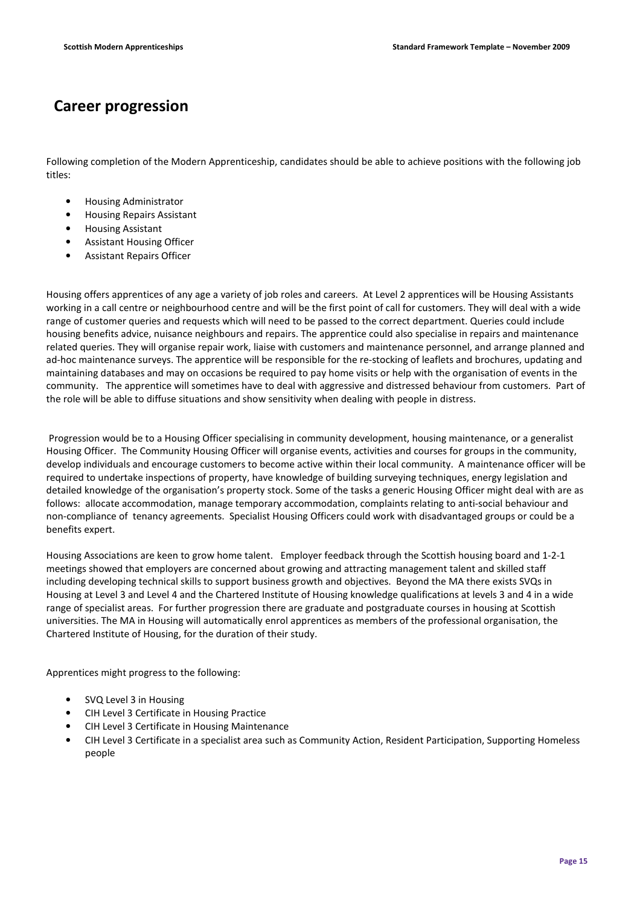## Career progression

Following completion of the Modern Apprenticeship, candidates should be able to achieve positions with the following job titles:

- Housing Administrator
- Housing Repairs Assistant
- Housing Assistant
- Assistant Housing Officer
- Assistant Repairs Officer

Housing offers apprentices of any age a variety of job roles and careers. At Level 2 apprentices will be Housing Assistants working in a call centre or neighbourhood centre and will be the first point of call for customers. They will deal with a wide range of customer queries and requests which will need to be passed to the correct department. Queries could include housing benefits advice, nuisance neighbours and repairs. The apprentice could also specialise in repairs and maintenance related queries. They will organise repair work, liaise with customers and maintenance personnel, and arrange planned and ad-hoc maintenance surveys. The apprentice will be responsible for the re-stocking of leaflets and brochures, updating and maintaining databases and may on occasions be required to pay home visits or help with the organisation of events in the community. The apprentice will sometimes have to deal with aggressive and distressed behaviour from customers. Part of the role will be able to diffuse situations and show sensitivity when dealing with people in distress.

Progression would be to a Housing Officer specialising in community development, housing maintenance, or a generalist Housing Officer. The Community Housing Officer will organise events, activities and courses for groups in the community, develop individuals and encourage customers to become active within their local community. A maintenance officer will be required to undertake inspections of property, have knowledge of building surveying techniques, energy legislation and detailed knowledge of the organisation's property stock. Some of the tasks a generic Housing Officer might deal with are as follows: allocate accommodation, manage temporary accommodation, complaints relating to anti-social behaviour and non-compliance of tenancy agreements. Specialist Housing Officers could work with disadvantaged groups or could be a benefits expert.

Housing Associations are keen to grow home talent. Employer feedback through the Scottish housing board and 1-2-1 meetings showed that employers are concerned about growing and attracting management talent and skilled staff including developing technical skills to support business growth and objectives. Beyond the MA there exists SVQs in Housing at Level 3 and Level 4 and the Chartered Institute of Housing knowledge qualifications at levels 3 and 4 in a wide range of specialist areas. For further progression there are graduate and postgraduate courses in housing at Scottish universities. The MA in Housing will automatically enrol apprentices as members of the professional organisation, the Chartered Institute of Housing, for the duration of their study.

Apprentices might progress to the following:

- SVQ Level 3 in Housing
- CIH Level 3 Certificate in Housing Practice
- CIH Level 3 Certificate in Housing Maintenance
- CIH Level 3 Certificate in a specialist area such as Community Action, Resident Participation, Supporting Homeless people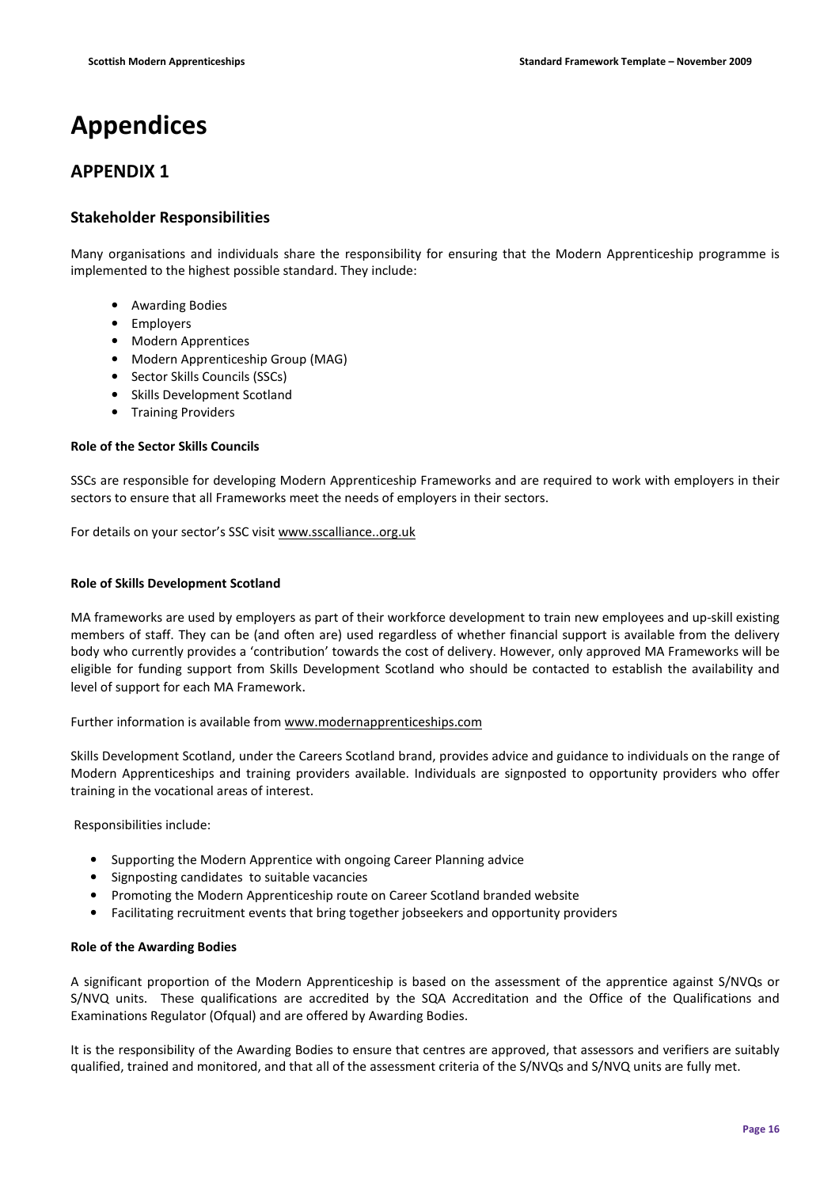# Appendices

## APPENDIX 1

### Stakeholder Responsibilities

Many organisations and individuals share the responsibility for ensuring that the Modern Apprenticeship programme is implemented to the highest possible standard. They include:

- Awarding Bodies
- Employers
- Modern Apprentices
- Modern Apprenticeship Group (MAG)
- Sector Skills Councils (SSCs)
- Skills Development Scotland
- Training Providers

**Role of the Sector Skills Councils**

SSCs are responsible for developing Modern Apprenticeship Frameworks and are required to work with employers in their sectors to ensure that all Frameworks meet the needs of employers in their sectors.

For details on your sector's SSC visit www.sscalliance..org.uk

**Role of Skills Development Scotland**

MA frameworks are used by employers as part of their workforce development to train new employees and up-skill existing members of staff. They can be (and often are) used regardless of whether financial support is available from the delivery body who currently provides a 'contribution' towards the cost of delivery. However, only approved MA Frameworks will be eligible for funding support from Skills Development Scotland who should be contacted to establish the availability and level of support for each MA Framework.

Further information is available from www.modernapprenticeships.com

Skills Development Scotland, under the Careers Scotland brand, provides advice and guidance to individuals on the range of Modern Apprenticeships and training providers available. Individuals are signposted to opportunity providers who offer training in the vocational areas of interest.

Responsibilities include:

- Supporting the Modern Apprentice with ongoing Career Planning advice
- Signposting candidates to suitable vacancies
- Promoting the Modern Apprenticeship route on Career Scotland branded website
- Facilitating recruitment events that bring together jobseekers and opportunity providers

**Role of the Awarding Bodies**

A significant proportion of the Modern Apprenticeship is based on the assessment of the apprentice against S/NVQs or S/NVQ units. These qualifications are accredited by the SQA Accreditation and the Office of the Qualifications and Examinations Regulator (Ofqual) and are offered by Awarding Bodies.

It is the responsibility of the Awarding Bodies to ensure that centres are approved, that assessors and verifiers are suitably qualified, trained and monitored, and that all of the assessment criteria of the S/NVQs and S/NVQ units are fully met.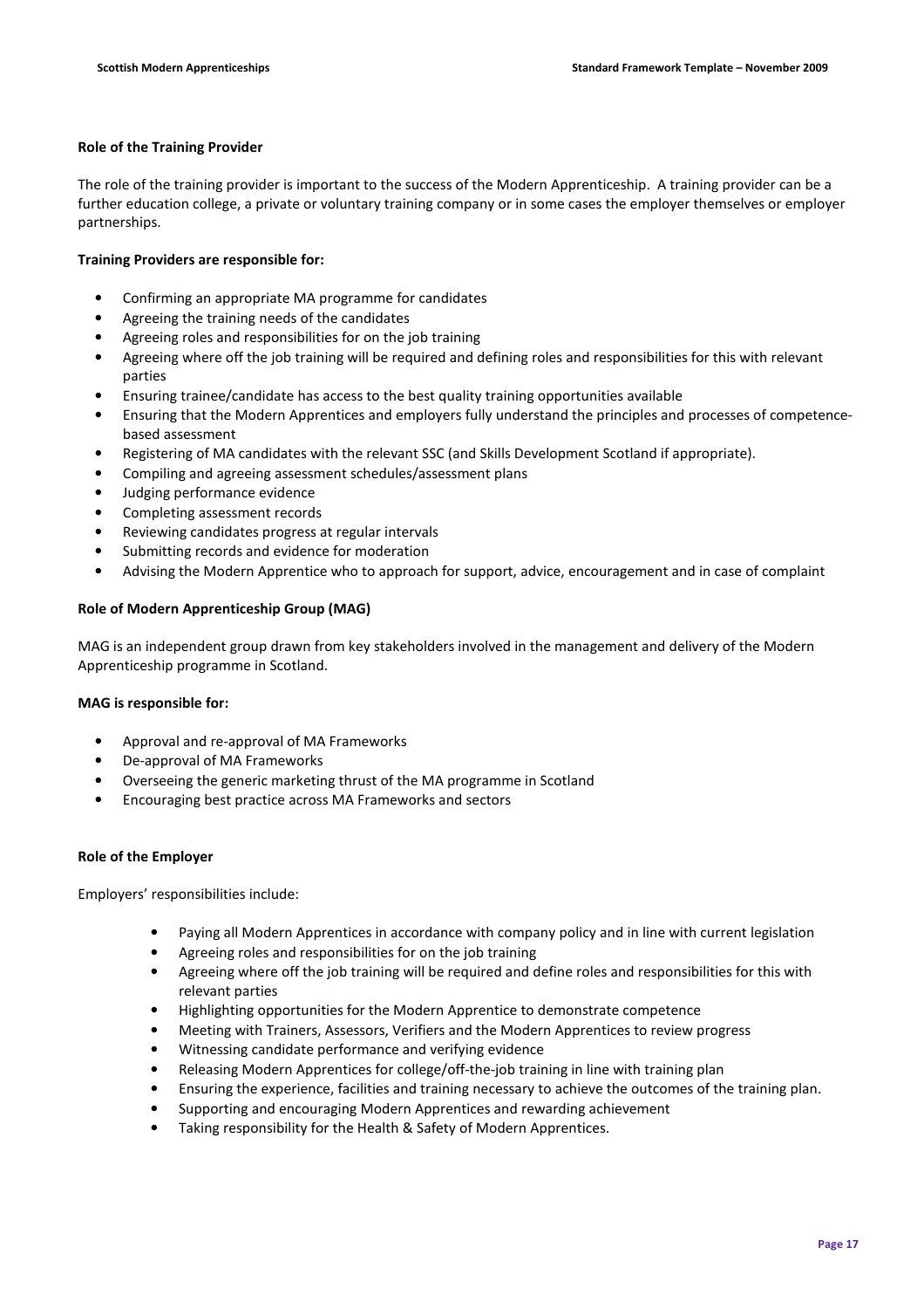**Role of the Training Provider**

The role of the training provider is important to the success of the Modern Apprenticeship. A training provider can be a further education college, a private or voluntary training company or in some cases the employer themselves or employer partnerships.

**Training Providers are responsible for:**

- Confirming an appropriate MA programme for candidates
- Agreeing the training needs of the candidates
- Agreeing roles and responsibilities for on the job training
- Agreeing where off the job training will be required and defining roles and responsibilities for this with relevant parties
- Ensuring trainee/candidate has access to the best quality training opportunities available
- Ensuring that the Modern Apprentices and employers fully understand the principles and processes of competence-based assessment
- Registering of MA candidates with the relevant SSC (and Skills Development Scotland if appropriate).
- Compiling and agreeing assessment schedules/assessment plans
- Judging performance evidence
- Completing assessment records
- Reviewing candidates progress at regular intervals
- Submitting records and evidence for moderation
- Advising the Modern Apprentice who to approach for support, advice, encouragement and in case of complaint

**Role of Modern Apprenticeship Group (MAG)**

MAG is an independent group drawn from key stakeholders involved in the management and delivery of the Modern Apprenticeship programme in Scotland.

**MAG is responsible for:**

- Approval and re-approval of MA Frameworks
- De-approval of MA Frameworks
- Overseeing the generic marketing thrust of the MA programme in Scotland
- Encouraging best practice across MA Frameworks and sectors

**Role of the Employer**

Employers' responsibilities include:

- Paying all Modern Apprentices in accordance with company policy and in line with current legislation
- Agreeing roles and responsibilities for on the job training
- Agreeing where off the job training will be required and define roles and responsibilities for this with relevant parties
- Highlighting opportunities for the Modern Apprentice to demonstrate competence
- Meeting with Trainers, Assessors, Verifiers and the Modern Apprentices to review progress
- Witnessing candidate performance and verifying evidence
- Releasing Modern Apprentices for college/off-the-job training in line with training plan
- Ensuring the experience, facilities and training necessary to achieve the outcomes of the training plan.
- Supporting and encouraging Modern Apprentices and rewarding achievement
- Taking responsibility for the Health & Safety of Modern Apprentices.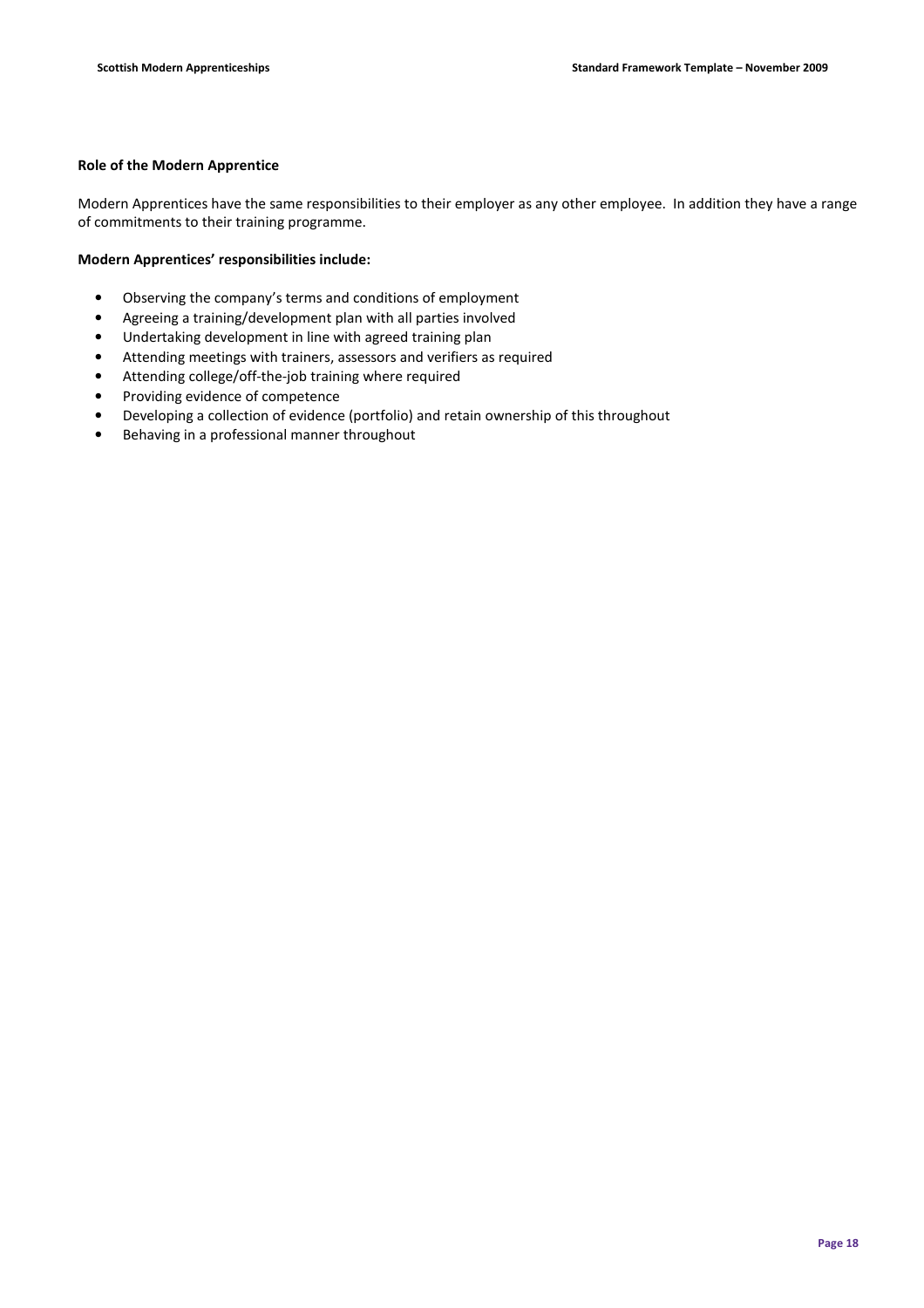**Role of the Modern Apprentice**

Modern Apprentices have the same responsibilities to their employer as any other employee. In addition they have a range of commitments to their training programme.

**Modern Apprentices' responsibilities include:**

- Observing the company's terms and conditions of employment
- Agreeing a training/development plan with all parties involved
- Undertaking development in line with agreed training plan
- Attending meetings with trainers, assessors and verifiers as required
- Attending college/off-the-job training where required
- Providing evidence of competence
- Developing a collection of evidence (portfolio) and retain ownership of this throughout
- Behaving in a professional manner throughout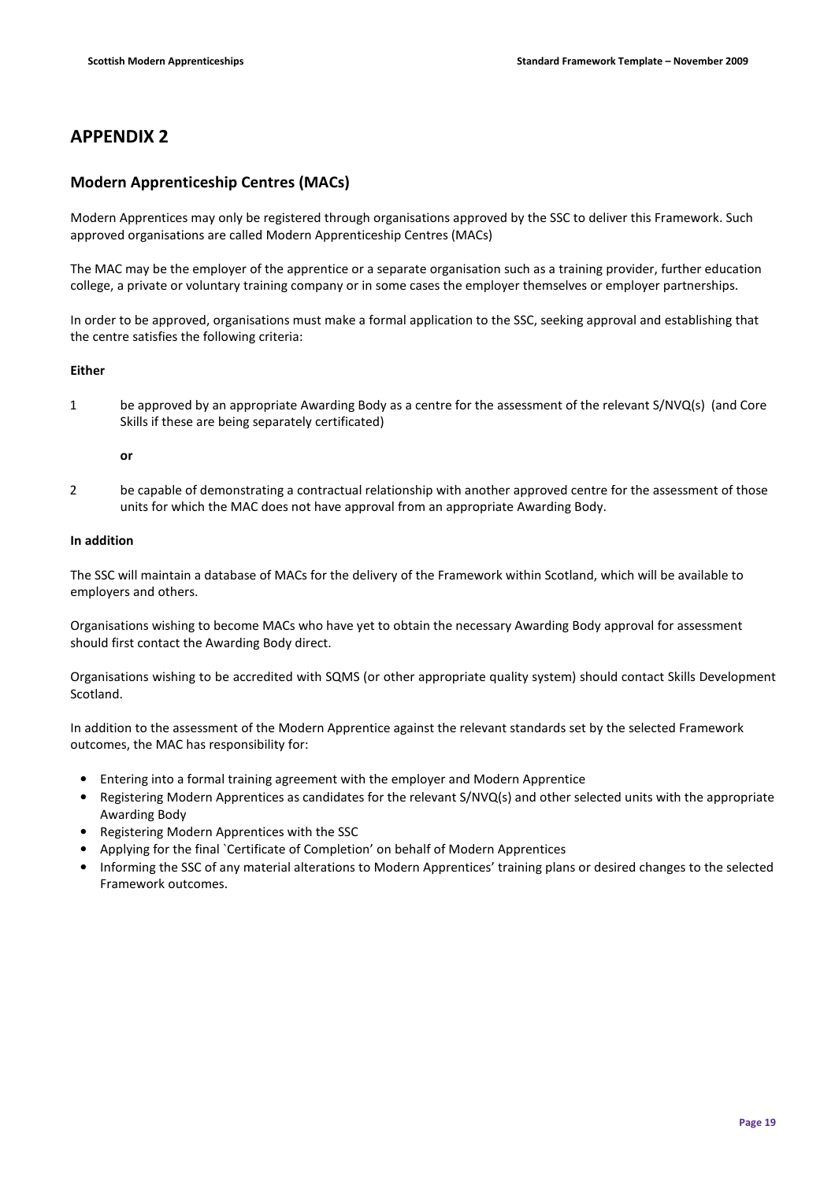# APPENDIX 2

## Modern Apprenticeship Centres (MACs)

Modern Apprentices may only be registered through organisations approved by the SSC to deliver this Framework. Such approved organisations are called Modern Apprenticeship Centres (MACs)

The MAC may be the employer of the apprentice or a separate organisation such as a training provider, further education college, a private or voluntary training company or in some cases the employer themselves or employer partnerships.

In order to be approved, organisations must make a formal application to the SSC, seeking approval and establishing that the centre satisfies the following criteria:

**Either**

1. be approved by an appropriate Awarding Body as a centre for the assessment of the relevant S/NVQ(s) (and Core Skills if these are being separately certificated)

   **or**

2. be capable of demonstrating a contractual relationship with another approved centre for the assessment of those units for which the MAC does not have approval from an appropriate Awarding Body.

**In addition**

The SSC will maintain a database of MACs for the delivery of the Framework within Scotland, which will be available to employers and others.

Organisations wishing to become MACs who have yet to obtain the necessary Awarding Body approval for assessment should first contact the Awarding Body direct.

Organisations wishing to be accredited with SQMS (or other appropriate quality system) should contact Skills Development Scotland.

In addition to the assessment of the Modern Apprentice against the relevant standards set by the selected Framework outcomes, the MAC has responsibility for:

- Entering into a formal training agreement with the employer and Modern Apprentice
- Registering Modern Apprentices as candidates for the relevant S/NVQ(s) and other selected units with the appropriate Awarding Body
- Registering Modern Apprentices with the SSC
- Applying for the final `Certificate of Completion' on behalf of Modern Apprentices
- Informing the SSC of any material alterations to Modern Apprentices' training plans or desired changes to the selected Framework outcomes.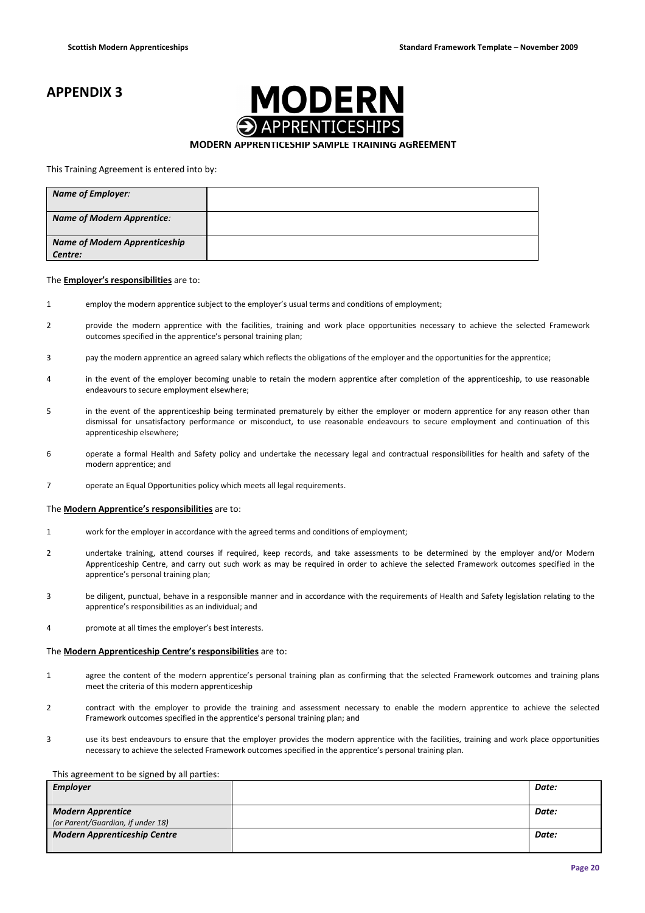# APPENDIX 3

**MODERN APPRENTICESHIPS**

**MODERN APPRENTICESHIP SAMPLE TRAINING AGREEMENT**

This Training Agreement is entered into by:

| | |
|---|---|
| ***Name of Employer:*** | |
| ***Name of Modern Apprentice:*** | |
| ***Name of Modern Apprenticeship Centre:*** | |

The **Employer's responsibilities** are to:

1. employ the modern apprentice subject to the employer's usual terms and conditions of employment;
2. provide the modern apprentice with the facilities, training and work place opportunities necessary to achieve the selected Framework outcomes specified in the apprentice's personal training plan;
3. pay the modern apprentice an agreed salary which reflects the obligations of the employer and the opportunities for the apprentice;
4. in the event of the employer becoming unable to retain the modern apprentice after completion of the apprenticeship, to use reasonable endeavours to secure employment elsewhere;
5. in the event of the apprenticeship being terminated prematurely by either the employer or modern apprentice for any reason other than dismissal for unsatisfactory performance or misconduct, to use reasonable endeavours to secure employment and continuation of this apprenticeship elsewhere;
6. operate a formal Health and Safety policy and undertake the necessary legal and contractual responsibilities for health and safety of the modern apprentice; and
7. operate an Equal Opportunities policy which meets all legal requirements.

The **Modern Apprentice's responsibilities** are to:

1. work for the employer in accordance with the agreed terms and conditions of employment;
2. undertake training, attend courses if required, keep records, and take assessments to be determined by the employer and/or Modern Apprenticeship Centre, and carry out such work as may be required in order to achieve the selected Framework outcomes specified in the apprentice's personal training plan;
3. be diligent, punctual, behave in a responsible manner and in accordance with the requirements of Health and Safety legislation relating to the apprentice's responsibilities as an individual; and
4. promote at all times the employer's best interests.

The **Modern Apprenticeship Centre's responsibilities** are to:

1. agree the content of the modern apprentice's personal training plan as confirming that the selected Framework outcomes and training plans meet the criteria of this modern apprenticeship
2. contract with the employer to provide the training and assessment necessary to enable the modern apprentice to achieve the selected Framework outcomes specified in the apprentice's personal training plan; and
3. use its best endeavours to ensure that the employer provides the modern apprentice with the facilities, training and work place opportunities necessary to achieve the selected Framework outcomes specified in the apprentice's personal training plan.

This agreement to be signed by all parties:

| | | |
|---|---|---|
| ***Employer*** | | ***Date:*** |
| ***Modern Apprentice*** *(or Parent/Guardian, if under 18)* | | ***Date:*** |
| ***Modern Apprenticeship Centre*** | | ***Date:*** |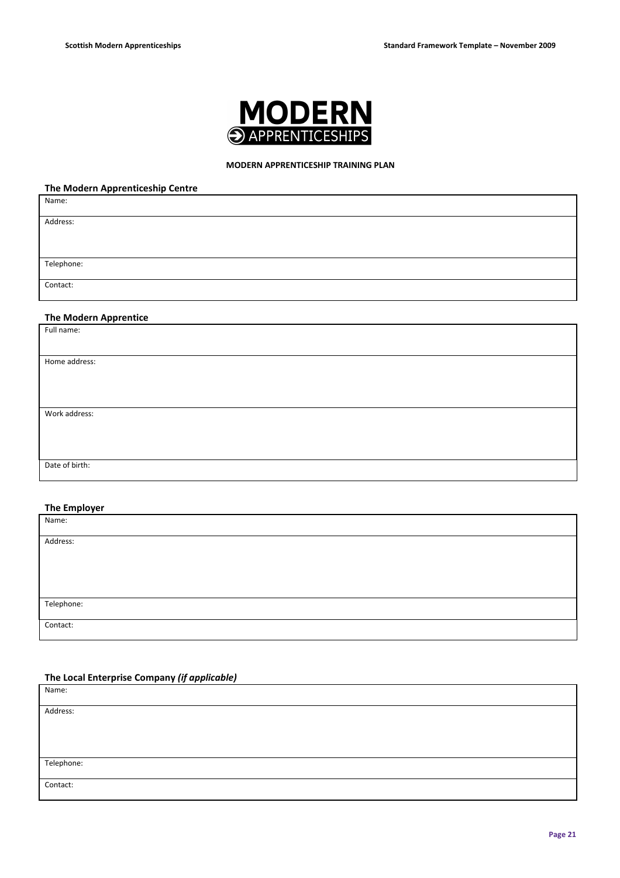**MODERN APPRENTICESHIPS**

**MODERN APPRENTICESHIP TRAINING PLAN**

### The Modern Apprenticeship Centre

| Name: |
|---|
| Address: |
| Telephone: |
| Contact: |

### The Modern Apprentice

| Full name: |
|---|
| Home address: |
| Work address: |
| Date of birth: |

### The Employer

| Name: |
|---|
| Address: |
| Telephone: |
| Contact: |

### The Local Enterprise Company *(if applicable)*

| Name: |
|---|
| Address: |
| Telephone: |
| Contact: |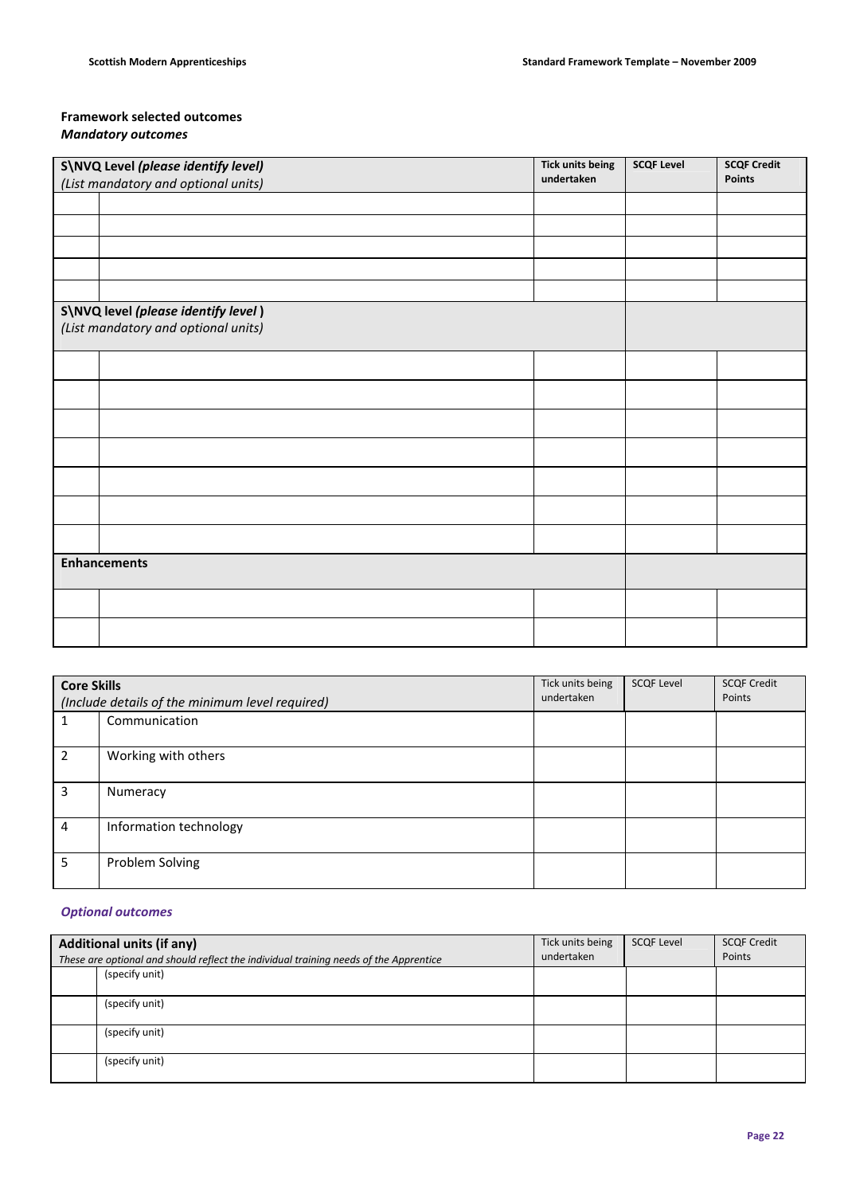**Framework selected outcomes**
***Mandatory outcomes***

| | **S\NVQ Level** ***(please identify level)*** *(List mandatory and optional units)* | **Tick units being undertaken** | **SCQF Level** | **SCQF Credit Points** |
|---|---|---|---|---|
| | | | | |
| | | | | |
| | | | | |
| | | | | |
| | | | | |
| **S\NVQ level** ***(please identify level )*** *(List mandatory and optional units)* | | | | |
| | | | | |
| | | | | |
| | | | | |
| | | | | |
| | | | | |
| | | | | |
| | | | | |
| **Enhancements** | | | | |
| | | | | |
| | | | | |

| | **Core Skills** *(Include details of the minimum level required)* | Tick units being undertaken | SCQF Level | SCQF Credit Points |
|---|---|---|---|---|
| 1 | Communication | | | |
| 2 | Working with others | | | |
| 3 | Numeracy | | | |
| 4 | Information technology | | | |
| 5 | Problem Solving | | | |

***Optional outcomes***

| | **Additional units (if any)** *These are optional and should reflect the individual training needs of the Apprentice* | Tick units being undertaken | SCQF Level | SCQF Credit Points |
|---|---|---|---|---|
| | (specify unit) | | | |
| | (specify unit) | | | |
| | (specify unit) | | | |
| | (specify unit) | | | |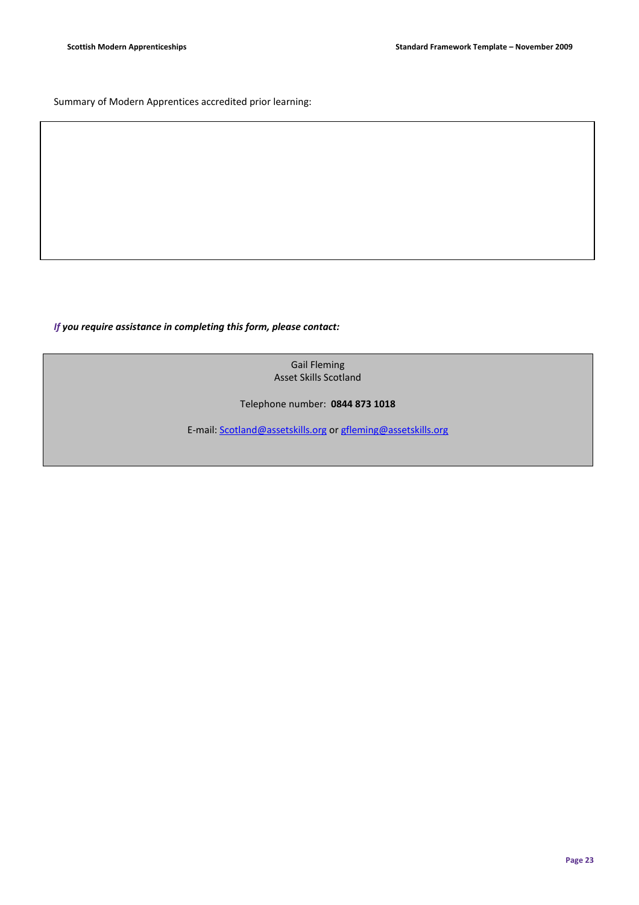Summary of Modern Apprentices accredited prior learning:

| |
|---|
| |

***If you require assistance in completing this form, please contact:***

| |
|---|
| Gail Fleming<br>Asset Skills Scotland<br><br>Telephone number: **0844 873 1018**<br><br>E-mail: Scotland@assetskills.org or gfleming@assetskills.org |